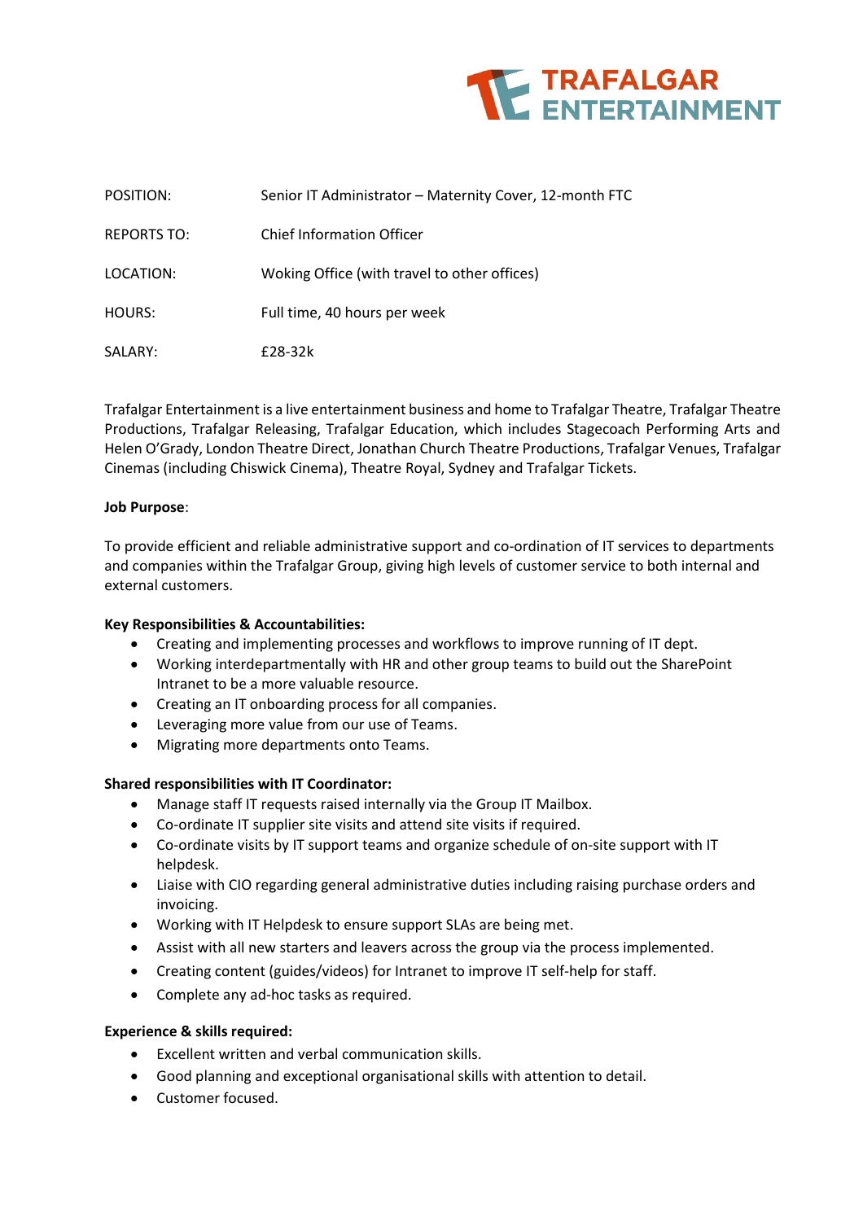TRAFALGAR ENTERTAINMENT

| | |
|---|---|
| POSITION: | Senior IT Administrator – Maternity Cover, 12-month FTC |
| REPORTS TO: | Chief Information Officer |
| LOCATION: | Woking Office (with travel to other offices) |
| HOURS: | Full time, 40 hours per week |
| SALARY: | £28-32k |

Trafalgar Entertainment is a live entertainment business and home to Trafalgar Theatre, Trafalgar Theatre Productions, Trafalgar Releasing, Trafalgar Education, which includes Stagecoach Performing Arts and Helen O'Grady, London Theatre Direct, Jonathan Church Theatre Productions, Trafalgar Venues, Trafalgar Cinemas (including Chiswick Cinema), Theatre Royal, Sydney and Trafalgar Tickets.

**Job Purpose**:

To provide efficient and reliable administrative support and co-ordination of IT services to departments and companies within the Trafalgar Group, giving high levels of customer service to both internal and external customers.

**Key Responsibilities & Accountabilities:**

- Creating and implementing processes and workflows to improve running of IT dept.
- Working interdepartmentally with HR and other group teams to build out the SharePoint Intranet to be a more valuable resource.
- Creating an IT onboarding process for all companies.
- Leveraging more value from our use of Teams.
- Migrating more departments onto Teams.

**Shared responsibilities with IT Coordinator:**

- Manage staff IT requests raised internally via the Group IT Mailbox.
- Co-ordinate IT supplier site visits and attend site visits if required.
- Co-ordinate visits by IT support teams and organize schedule of on-site support with IT helpdesk.
- Liaise with CIO regarding general administrative duties including raising purchase orders and invoicing.
- Working with IT Helpdesk to ensure support SLAs are being met.
- Assist with all new starters and leavers across the group via the process implemented.
- Creating content (guides/videos) for Intranet to improve IT self-help for staff.
- Complete any ad-hoc tasks as required.

**Experience & skills required:**

- Excellent written and verbal communication skills.
- Good planning and exceptional organisational skills with attention to detail.
- Customer focused.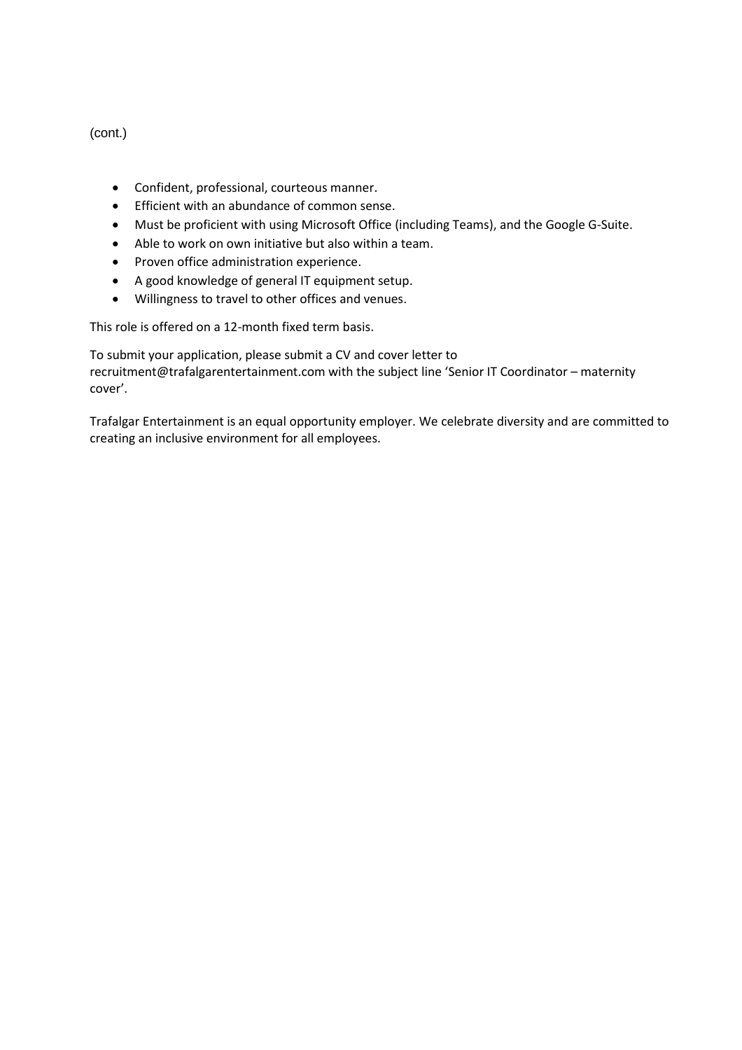(cont.)

- Confident, professional, courteous manner.
- Efficient with an abundance of common sense.
- Must be proficient with using Microsoft Office (including Teams), and the Google G-Suite.
- Able to work on own initiative but also within a team.
- Proven office administration experience.
- A good knowledge of general IT equipment setup.
- Willingness to travel to other offices and venues.

This role is offered on a 12-month fixed term basis.

To submit your application, please submit a CV and cover letter to recruitment@trafalgarentertainment.com with the subject line 'Senior IT Coordinator – maternity cover'.

Trafalgar Entertainment is an equal opportunity employer. We celebrate diversity and are committed to creating an inclusive environment for all employees.